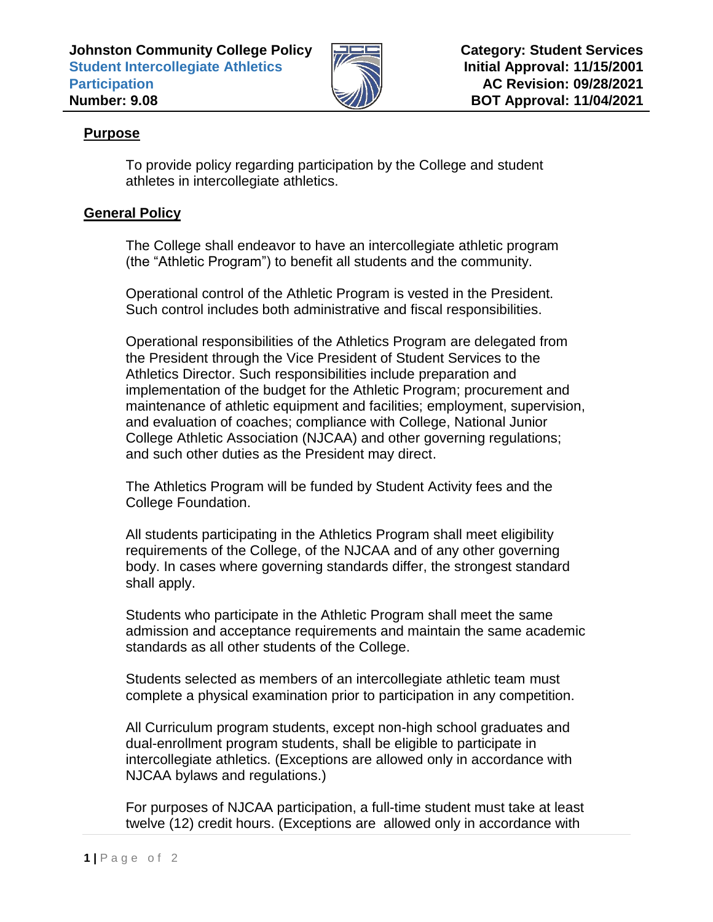**Johnston Community College Policy**
**Student Intercollegiate Athletics Participation**
**Number: 9.08**

**Category: Student Services**
**Initial Approval: 11/15/2001**
**AC Revision: 09/28/2021**
**BOT Approval: 11/04/2021**

## Purpose

To provide policy regarding participation by the College and student athletes in intercollegiate athletics.

## General Policy

The College shall endeavor to have an intercollegiate athletic program (the "Athletic Program") to benefit all students and the community.

Operational control of the Athletic Program is vested in the President. Such control includes both administrative and fiscal responsibilities.

Operational responsibilities of the Athletics Program are delegated from the President through the Vice President of Student Services to the Athletics Director. Such responsibilities include preparation and implementation of the budget for the Athletic Program; procurement and maintenance of athletic equipment and facilities; employment, supervision, and evaluation of coaches; compliance with College, National Junior College Athletic Association (NJCAA) and other governing regulations; and such other duties as the President may direct.

The Athletics Program will be funded by Student Activity fees and the College Foundation.

All students participating in the Athletics Program shall meet eligibility requirements of the College, of the NJCAA and of any other governing body. In cases where governing standards differ, the strongest standard shall apply.

Students who participate in the Athletic Program shall meet the same admission and acceptance requirements and maintain the same academic standards as all other students of the College.

Students selected as members of an intercollegiate athletic team must complete a physical examination prior to participation in any competition.

All Curriculum program students, except non-high school graduates and dual-enrollment program students, shall be eligible to participate in intercollegiate athletics. (Exceptions are allowed only in accordance with NJCAA bylaws and regulations.)

For purposes of NJCAA participation, a full-time student must take at least twelve (12) credit hours. (Exceptions are allowed only in accordance with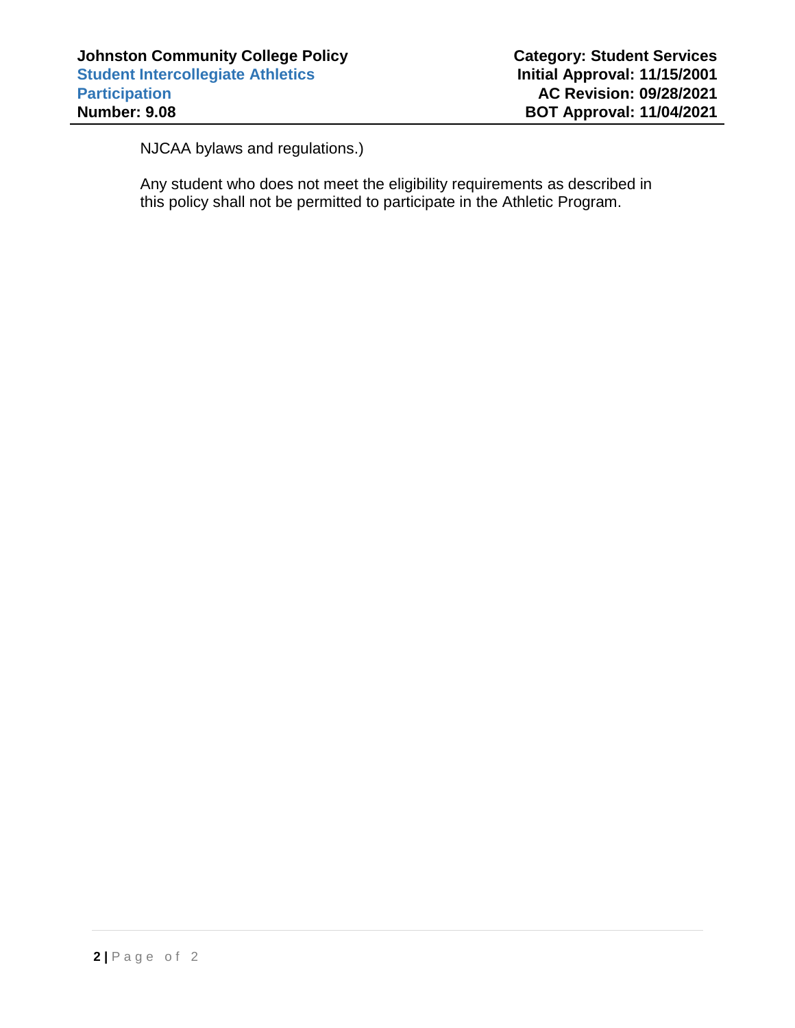NJCAA bylaws and regulations.)

Any student who does not meet the eligibility requirements as described in this policy shall not be permitted to participate in the Athletic Program.